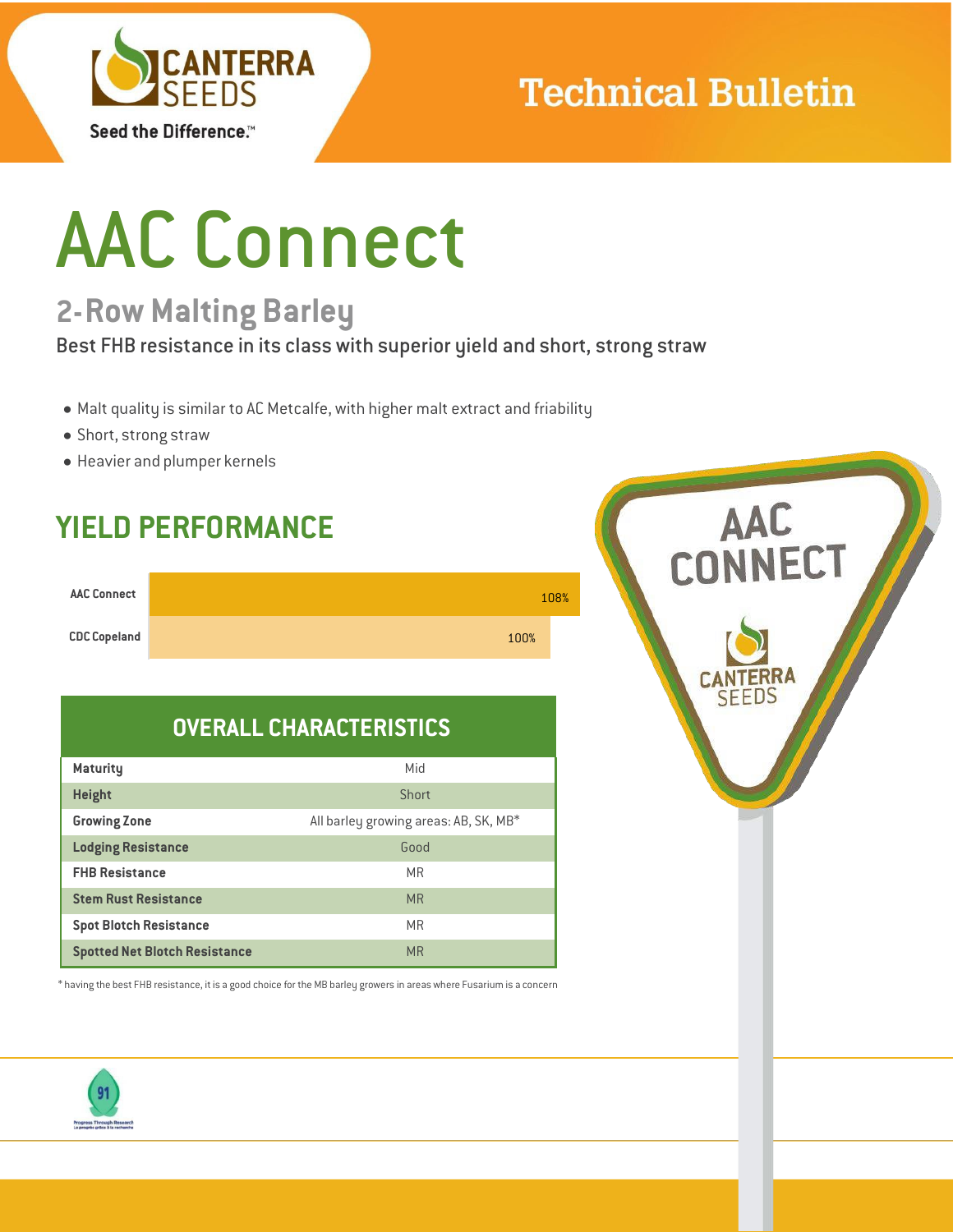Technical Bulletin

# AAC Connect

## 2-Row Malting Barley

Best FHB resistance in its class with superior yield and short, strong straw

- Malt quality is similar to AC Metcalfe, with higher malt extract and friability
- Short, strong straw
- Heavier and plumper kernels

## YIELD PERFORMANCE

| Variety | Yield |
|---|---|
| AAC Connect | 108% |
| CDC Copeland | 100% |

## OVERALL CHARACTERISTICS

| Characteristic | Rating |
|---|---|
| Maturity | Mid |
| Height | Short |
| Growing Zone | All barley growing areas: AB, SK, MB* |
| Lodging Resistance | Good |
| FHB Resistance | MR |
| Stem Rust Resistance | MR |
| Spot Blotch Resistance | MR |
| Spotted Net Blotch Resistance | MR |

* having the best FHB resistance, it is a good choice for the MB barley growers in areas where Fusarium is a concern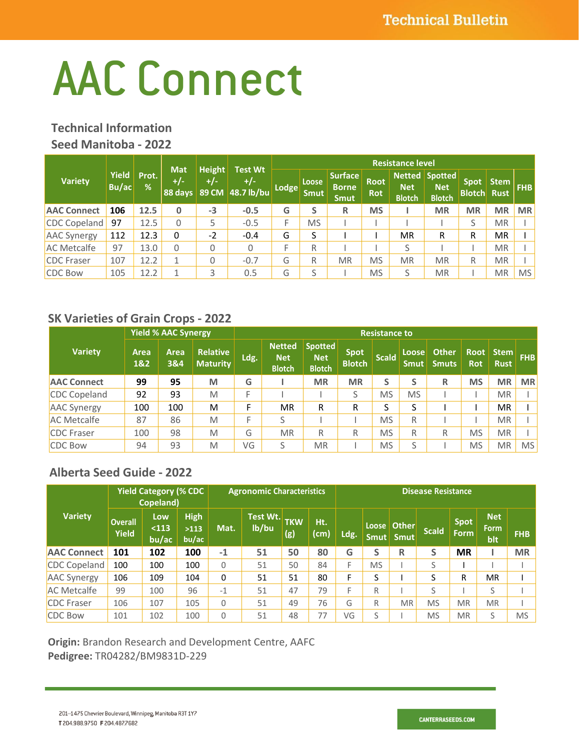# AAC Connect

## Technical Information

### Seed Manitoba - 2022

| Variety | Yield Bu/ac | Prot. % | Mat +/- 88 days | Height +/- 89 CM | Test Wt +/- 48.7 lb/bu | Resistance level | | | | | | | | | |
|---|---|---|---|---|---|---|---|---|---|---|---|---|---|---|---|
| | | | | | | Lodge | Loose Smut | Surface Borne Smut | Root Rot | Netted Net Blotch | Spotted Net Blotch | Spot Blotch | Stem Rust | FHB |
| **AAC Connect** | **106** | **12.5** | **0** | **-3** | **-0.5** | **G** | **S** | **R** | **MS** | **I** | **MR** | **MR** | **MR** | **MR** |
| CDC Copeland | 97 | 12.5 | 0 | 5 | -0.5 | F | MS | I | I | I | I | S | MR | I |
| AAC Synergy | 112 | 12.3 | 0 | -2 | -0.4 | G | S | I | I | MR | R | R | MR | I |
| AC Metcalfe | 97 | 13.0 | 0 | 0 | 0 | F | R | I | I | S | I | I | MR | I |
| CDC Fraser | 107 | 12.2 | 1 | 0 | -0.7 | G | R | MR | MS | MR | MR | R | MR | I |
| CDC Bow | 105 | 12.2 | 1 | 3 | 0.5 | G | S | I | MS | S | MR | I | MR | MS |

### SK Varieties of Grain Crops - 2022

| Variety | Yield % AAC Synergy | | | Resistance to | | | | | | | | | |
|---|---|---|---|---|---|---|---|---|---|---|---|---|---|
| | Area 1&2 | Area 3&4 | Relative Maturity | Ldg. | Netted Net Blotch | Spotted Net Blotch | Spot Blotch | Scald | Loose Smut | Other Smuts | Root Rot | Stem Rust | FHB |
| **AAC Connect** | **99** | **95** | **M** | **G** | **I** | **MR** | **MR** | **S** | **S** | **R** | **MS** | **MR** | **MR** |
| CDC Copeland | 92 | 93 | M | F | I | I | S | MS | MS | I | I | MR | I |
| AAC Synergy | 100 | 100 | M | F | MR | R | R | S | S | I | I | MR | I |
| AC Metcalfe | 87 | 86 | M | F | S | I | I | MS | R | I | I | MR | I |
| CDC Fraser | 100 | 98 | M | G | MR | R | R | MS | R | R | MS | MR | I |
| CDC Bow | 94 | 93 | M | VG | S | MR | I | MS | S | I | MS | MR | MS |

### Alberta Seed Guide - 2022

| Variety | Yield Category (% CDC Copeland) | | | Agronomic Characteristics | | | | Disease Resistance | | | | | | |
|---|---|---|---|---|---|---|---|---|---|---|---|---|---|---|
| | Overall Yield | Low <113 bu/ac | High >113 bu/ac | Mat. | Test Wt. lb/bu | TKW (g) | Ht. (cm) | Ldg. | Loose Smut | Other Smut | Scald | Spot Form | Net Form blt | FHB |
| **AAC Connect** | **101** | **102** | **100** | **-1** | **51** | **50** | **80** | **G** | **S** | **R** | **S** | **MR** | **I** | **MR** |
| CDC Copeland | 100 | 100 | 100 | 0 | 51 | 50 | 84 | F | MS | I | S | I | I | I |
| AAC Synergy | 106 | 109 | 104 | 0 | 51 | 51 | 80 | F | S | I | S | R | MR | I |
| AC Metcalfe | 99 | 100 | 96 | -1 | 51 | 47 | 79 | F | R | I | S | I | S | I |
| CDC Fraser | 106 | 107 | 105 | 0 | 51 | 49 | 76 | G | R | MR | MS | MR | MR | I |
| CDC Bow | 101 | 102 | 100 | 0 | 51 | 48 | 77 | VG | S | I | MS | MR | S | MS |

**Origin:** Brandon Research and Development Centre, AAFC
**Pedigree:** TR04282/BM9831D-229

201-1475 Chevrier Boulevard, Winnipeg, Manitoba R3T 1Y7
T 204.988.9750 F 204.4877682

CANTERRASEEDS.COM